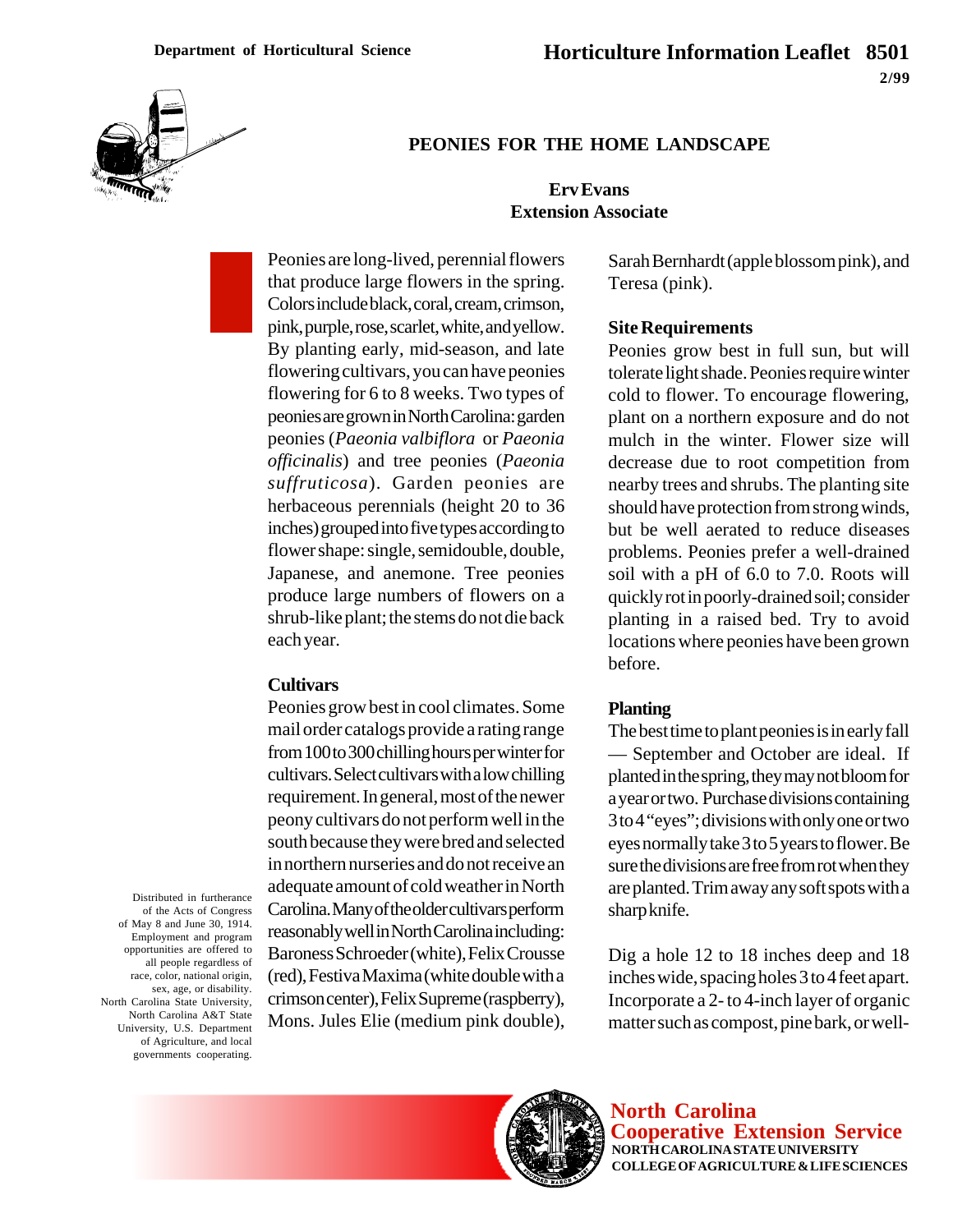Department of Horticultural Science

Horticulture Information Leaflet 8501

2/99

# PEONIES FOR THE HOME LANDSCAPE

**Erv Evans**
**Extension Associate**

Peonies are long-lived, perennial flowers that produce large flowers in the spring. Colors include black, coral, cream, crimson, pink, purple, rose, scarlet, white, and yellow. By planting early, mid-season, and late flowering cultivars, you can have peonies flowering for 6 to 8 weeks. Two types of peonies are grown in North Carolina: garden peonies (*Paeonia valbiflora* or *Paeonia officinalis*) and tree peonies (*Paeonia suffruticosa*). Garden peonies are herbaceous perennials (height 20 to 36 inches) grouped into five types according to flower shape: single, semidouble, double, Japanese, and anemone. Tree peonies produce large numbers of flowers on a shrub-like plant; the stems do not die back each year.

## Cultivars

Peonies grow best in cool climates. Some mail order catalogs provide a rating range from 100 to 300 chilling hours per winter for cultivars. Select cultivars with a low chilling requirement. In general, most of the newer peony cultivars do not perform well in the south because they were bred and selected in northern nurseries and do not receive an adequate amount of cold weather in North Carolina. Many of the older cultivars perform reasonably well in North Carolina including: Baroness Schroeder (white), Felix Crousse (red), Festiva Maxima (white double with a crimson center), Felix Supreme (raspberry), Mons. Jules Elie (medium pink double), Sarah Bernhardt (apple blossom pink), and Teresa (pink).

## Site Requirements

Peonies grow best in full sun, but will tolerate light shade. Peonies require winter cold to flower. To encourage flowering, plant on a northern exposure and do not mulch in the winter. Flower size will decrease due to root competition from nearby trees and shrubs. The planting site should have protection from strong winds, but be well aerated to reduce diseases problems. Peonies prefer a well-drained soil with a pH of 6.0 to 7.0. Roots will quickly rot in poorly-drained soil; consider planting in a raised bed. Try to avoid locations where peonies have been grown before.

## Planting

The best time to plant peonies is in early fall — September and October are ideal. If planted in the spring, they may not bloom for a year or two. Purchase divisions containing 3 to 4 "eyes"; divisions with only one or two eyes normally take 3 to 5 years to flower. Be sure the divisions are free from rot when they are planted. Trim away any soft spots with a sharp knife.

Dig a hole 12 to 18 inches deep and 18 inches wide, spacing holes 3 to 4 feet apart. Incorporate a 2- to 4-inch layer of organic matter such as compost, pine bark, or well-

Distributed in furtherance of the Acts of Congress of May 8 and June 30, 1914. Employment and program opportunities are offered to all people regardless of race, color, national origin, sex, age, or disability. North Carolina State University, North Carolina A&T State University, U.S. Department of Agriculture, and local governments cooperating.

**North Carolina Cooperative Extension Service**
NORTH CAROLINA STATE UNIVERSITY
COLLEGE OF AGRICULTURE & LIFE SCIENCES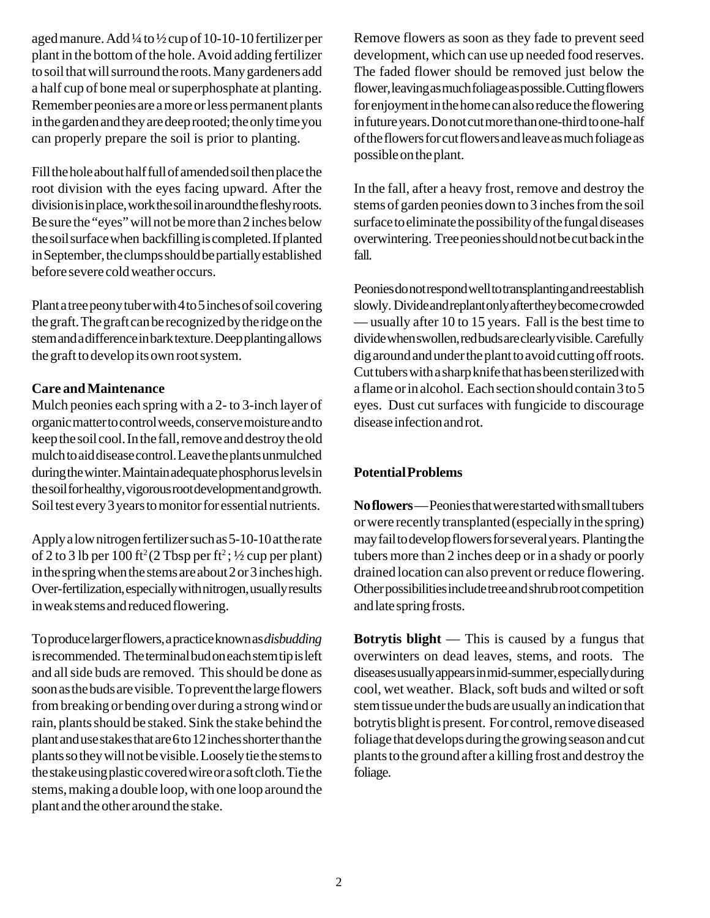aged manure. Add ¼ to ½ cup of 10-10-10 fertilizer per plant in the bottom of the hole. Avoid adding fertilizer to soil that will surround the roots. Many gardeners add a half cup of bone meal or superphosphate at planting. Remember peonies are a more or less permanent plants in the garden and they are deep rooted; the only time you can properly prepare the soil is prior to planting.

Fill the hole about half full of amended soil then place the root division with the eyes facing upward. After the division is in place, work the soil in around the fleshy roots. Be sure the "eyes" will not be more than 2 inches below the soil surface when backfilling is completed. If planted in September, the clumps should be partially established before severe cold weather occurs.

Plant a tree peony tuber with 4 to 5 inches of soil covering the graft. The graft can be recognized by the ridge on the stem and a difference in bark texture. Deep planting allows the graft to develop its own root system.

**Care and Maintenance**

Mulch peonies each spring with a 2- to 3-inch layer of organic matter to control weeds, conserve moisture and to keep the soil cool. In the fall, remove and destroy the old mulch to aid disease control. Leave the plants unmulched during the winter. Maintain adequate phosphorus levels in the soil for healthy, vigorous root development and growth. Soil test every 3 years to monitor for essential nutrients.

Apply a low nitrogen fertilizer such as 5-10-10 at the rate of 2 to 3 lb per 100 $ft^2$ (2 Tbsp per $ft^2$; ½ cup per plant) in the spring when the stems are about 2 or 3 inches high. Over-fertilization, especially with nitrogen, usually results in weak stems and reduced flowering.

To produce larger flowers, a practice known as *disbudding* is recommended. The terminal bud on each stem tip is left and all side buds are removed. This should be done as soon as the buds are visible. To prevent the large flowers from breaking or bending over during a strong wind or rain, plants should be staked. Sink the stake behind the plant and use stakes that are 6 to 12 inches shorter than the plants so they will not be visible. Loosely tie the stems to the stake using plastic covered wire or a soft cloth. Tie the stems, making a double loop, with one loop around the plant and the other around the stake.

Remove flowers as soon as they fade to prevent seed development, which can use up needed food reserves. The faded flower should be removed just below the flower, leaving as much foliage as possible. Cutting flowers for enjoyment in the home can also reduce the flowering in future years. Do not cut more than one-third to one-half of the flowers for cut flowers and leave as much foliage as possible on the plant.

In the fall, after a heavy frost, remove and destroy the stems of garden peonies down to 3 inches from the soil surface to eliminate the possibility of the fungal diseases overwintering. Tree peonies should not be cut back in the fall.

Peonies do not respond well to transplanting and reestablish slowly. Divide and replant only after they become crowded — usually after 10 to 15 years. Fall is the best time to divide when swollen, red buds are clearly visible. Carefully dig around and under the plant to avoid cutting off roots. Cut tubers with a sharp knife that has been sterilized with a flame or in alcohol. Each section should contain 3 to 5 eyes. Dust cut surfaces with fungicide to discourage disease infection and rot.

**Potential Problems**

**No flowers** — Peonies that were started with small tubers or were recently transplanted (especially in the spring) may fail to develop flowers for several years. Planting the tubers more than 2 inches deep or in a shady or poorly drained location can also prevent or reduce flowering. Other possibilities include tree and shrub root competition and late spring frosts.

**Botrytis blight** — This is caused by a fungus that overwinters on dead leaves, stems, and roots. The diseases usually appears in mid-summer, especially during cool, wet weather. Black, soft buds and wilted or soft stem tissue under the buds are usually an indication that botrytis blight is present. For control, remove diseased foliage that develops during the growing season and cut plants to the ground after a killing frost and destroy the foliage.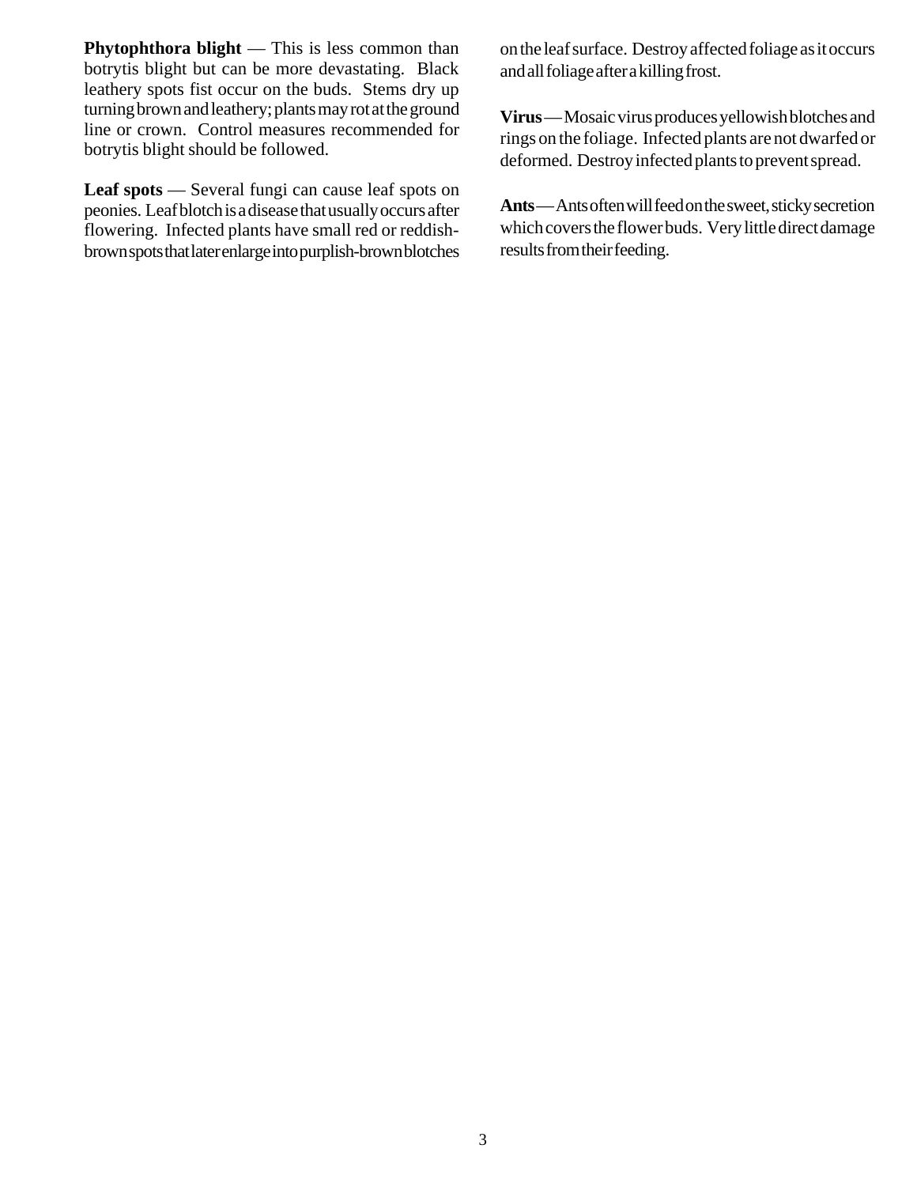**Phytophthora blight** — This is less common than botrytis blight but can be more devastating. Black leathery spots fist occur on the buds. Stems dry up turning brown and leathery; plants may rot at the ground line or crown. Control measures recommended for botrytis blight should be followed.

**Leaf spots** — Several fungi can cause leaf spots on peonies. Leaf blotch is a disease that usually occurs after flowering. Infected plants have small red or reddish-brown spots that later enlarge into purplish-brown blotches on the leaf surface. Destroy affected foliage as it occurs and all foliage after a killing frost.

**Virus** — Mosaic virus produces yellowish blotches and rings on the foliage. Infected plants are not dwarfed or deformed. Destroy infected plants to prevent spread.

**Ants** — Ants often will feed on the sweet, sticky secretion which covers the flower buds. Very little direct damage results from their feeding.